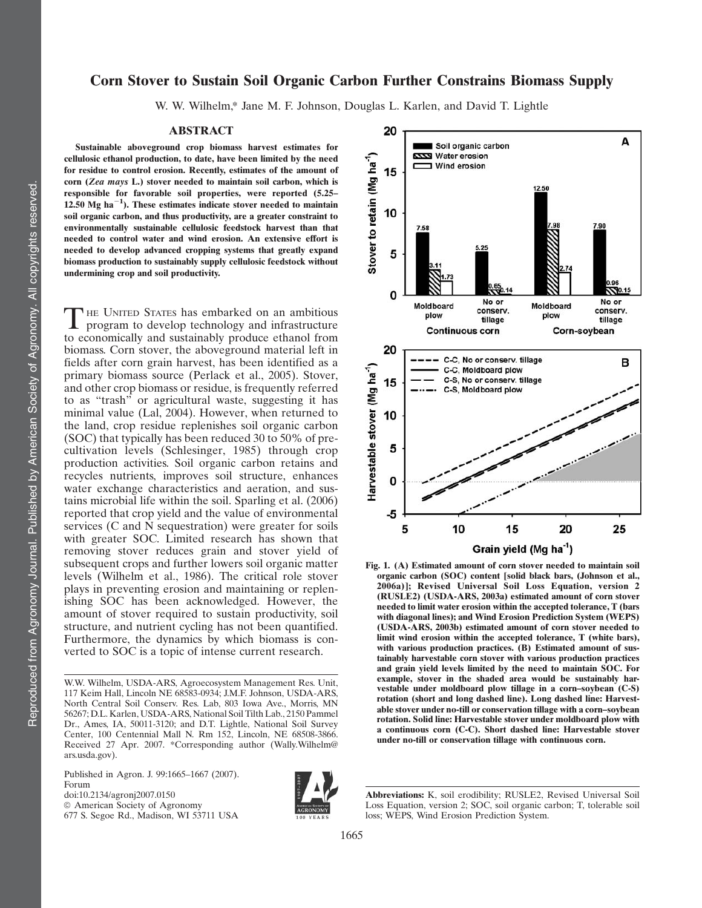# Corn Stover to Sustain Soil Organic Carbon Further Constrains Biomass Supply

W. W. Wilhelm,* Jane M. F. Johnson, Douglas L. Karlen, and David T. Lightle

## ABSTRACT

**Sustainable aboveground crop biomass harvest estimates for cellulosic ethanol production, to date, have been limited by the need for residue to control erosion. Recently, estimates of the amount of corn (*Zea mays* L.) stover needed to maintain soil carbon, which is responsible for favorable soil properties, were reported (5.25–12.50 Mg ha$^{-1}$). These estimates indicate stover needed to maintain soil organic carbon, and thus productivity, are a greater constraint to environmentally sustainable cellulosic feedstock harvest than that needed to control water and wind erosion. An extensive effort is needed to develop advanced cropping systems that greatly expand biomass production to sustainably supply cellulosic feedstock without undermining crop and soil productivity.**

The United States has embarked on an ambitious program to develop technology and infrastructure to economically and sustainably produce ethanol from biomass. Corn stover, the aboveground material left in fields after corn grain harvest, has been identified as a primary biomass source (Perlack et al., 2005). Stover, and other crop biomass or residue, is frequently referred to as "trash" or agricultural waste, suggesting it has minimal value (Lal, 2004). However, when returned to the land, crop residue replenishes soil organic carbon (SOC) that typically has been reduced 30 to 50% of precultivation levels (Schlesinger, 1985) through crop production activities. Soil organic carbon retains and recycles nutrients, improves soil structure, enhances water exchange characteristics and aeration, and sustains microbial life within the soil. Sparling et al. (2006) reported that crop yield and the value of environmental services (C and N sequestration) were greater for soils with greater SOC. Limited research has shown that removing stover reduces grain and stover yield of subsequent crops and further lowers soil organic matter levels (Wilhelm et al., 1986). The critical role stover plays in preventing erosion and maintaining or replenishing SOC has been acknowledged. However, the amount of stover required to sustain productivity, soil structure, and nutrient cycling has not been quantified. Furthermore, the dynamics by which biomass is converted to SOC is a topic of intense current research.

W.W. Wilhelm, USDA-ARS, Agroecosystem Management Res. Unit, 117 Keim Hall, Lincoln NE 68583-0934; J.M.F. Johnson, USDA-ARS, North Central Soil Conserv. Res. Lab, 803 Iowa Ave., Morris, MN 56267; D.L. Karlen, USDA-ARS, National Soil Tilth Lab., 2150 Pammel Dr., Ames, IA, 50011-3120; and D.T. Lightle, National Soil Survey Center, 100 Centennial Mall N. Rm 152, Lincoln, NE 68508-3866. Received 27 Apr. 2007. *Corresponding author (Wally.Wilhelm@ars.usda.gov).

Published in Agron. J. 99:1665–1667 (2007).
Forum
doi:10.2134/agronj2007.0150
© American Society of Agronomy
677 S. Segoe Rd., Madison, WI 53711 USA

A
Soil organic carbon
Water erosion
Wind erosion
Stover to retain (Mg ha$^{-1}$)
7.58, 3.11, 1.73
5.25, 0.65, 0.14
12.50, 7.98, 2.74
7.90, 0.96, 0.15
Moldboard plow
No or conserv. tillage
Moldboard plow
No or conserv. tillage
Continuous corn
Corn-soybean

B
C-C, No or conserv. tillage
C-C, Moldboard plow
C-S, No or conserv. tillage
C-S, Moldboard plow
Harvestable stover (Mg ha$^{-1}$)
Grain yield (Mg ha$^{-1}$)

**Fig. 1. (A) Estimated amount of corn stover needed to maintain soil organic carbon (SOC) content [solid black bars, (Johnson et al., 2006a)]; Revised Universal Soil Loss Equation, version 2 (RUSLE2) (USDA-ARS, 2003a) estimated amount of corn stover needed to limit water erosion within the accepted tolerance, T (bars with diagonal lines); and Wind Erosion Prediction System (WEPS) (USDA-ARS, 2003b) estimated amount of corn stover needed to limit wind erosion within the accepted tolerance, T (white bars), with various production practices. (B) Estimated amount of sustainably harvestable corn stover with various production practices and grain yield levels limited by the need to maintain SOC. For example, stover in the shaded area would be sustainably harvestable under moldboard plow tillage in a corn–soybean (C-S) rotation (short and long dashed line). Long dashed line: Harvestable stover under no-till or conservation tillage with a corn–soybean rotation. Solid line: Harvestable stover under moldboard plow with a continuous corn (C-C). Short dashed line: Harvestable stover under no-till or conservation tillage with continuous corn.**

**Abbreviations:** K, soil erodibility; RUSLE2, Revised Universal Soil Loss Equation, version 2; SOC, soil organic carbon; T, tolerable soil loss; WEPS, Wind Erosion Prediction System.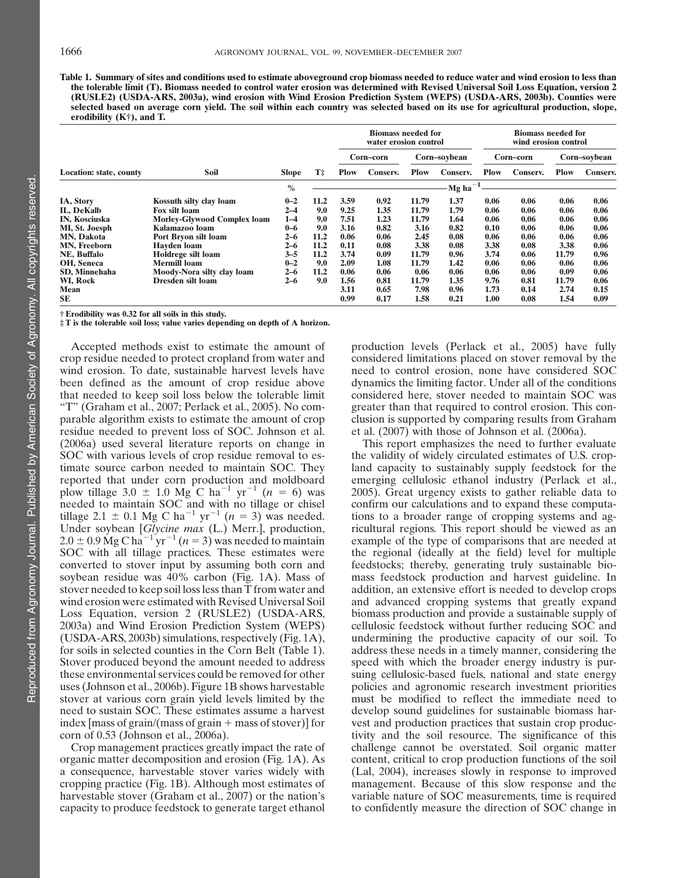**Table 1. Summary of sites and conditions used to estimate aboveground crop biomass needed to reduce water and wind erosion to less than the tolerable limit (T). Biomass needed to control water erosion was determined with Revised Universal Soil Loss Equation, version 2 (RUSLE2) (USDA-ARS, 2003a), wind erosion with Wind Erosion Prediction System (WEPS) (USDA-ARS, 2003b). Counties were selected based on average corn yield. The soil within each country was selected based on its use for agricultural production, slope, erodibility (K†), and T.**

| | | | | Biomass needed for water erosion control | | | | Biomass needed for wind erosion control | | | |
|---|---|---|---|---|---|---|---|---|---|---|---|
| | | | | Corn–corn | | Corn–soybean | | Corn–corn | | Corn–soybean | |
| Location: state, county | Soil | Slope | T‡ | Plow | Conserv. | Plow | Conserv. | Plow | Conserv. | Plow | Conserv. |
| | | % | | Mg ha$^{-1}$ | | | | | | | |
| IA, Story | Kossuth silty clay loam | 0–2 | 11.2 | 3.59 | 0.92 | 11.79 | 1.37 | 0.06 | 0.06 | 0.06 | 0.06 |
| IL, DeKalb | Fox silt loam | 2–4 | 9.0 | 9.25 | 1.35 | 11.79 | 1.79 | 0.06 | 0.06 | 0.06 | 0.06 |
| IN, Kosciuska | Morley-Glywood Complex loam | 1–4 | 9.0 | 7.51 | 1.23 | 11.79 | 1.64 | 0.06 | 0.06 | 0.06 | 0.06 |
| MI, St. Joesph | Kalamazoo loam | 0–6 | 9.0 | 3.16 | 0.82 | 3.16 | 0.82 | 0.10 | 0.06 | 0.06 | 0.06 |
| MN, Dakota | Port Bryon silt loam | 2–6 | 11.2 | 0.06 | 0.06 | 2.45 | 0.08 | 0.06 | 0.06 | 0.06 | 0.06 |
| MN, Freeborn | Hayden loam | 2–6 | 11.2 | 0.11 | 0.08 | 3.38 | 0.08 | 3.38 | 0.08 | 3.38 | 0.06 |
| NE, Buffalo | Holdrege silt loam | 3–5 | 11.2 | 3.74 | 0.09 | 11.79 | 0.96 | 3.74 | 0.06 | 11.79 | 0.96 |
| OH, Seneca | Mermill loam | 0–2 | 9.0 | 2.09 | 1.08 | 11.79 | 1.42 | 0.06 | 0.06 | 0.06 | 0.06 |
| SD, Minnehaha | Moody-Nora silty clay loam | 2–6 | 11.2 | 0.06 | 0.06 | 0.06 | 0.06 | 0.06 | 0.06 | 0.09 | 0.06 |
| WI, Rock | Dresden silt loam | 2–6 | 9.0 | 1.56 | 0.81 | 11.79 | 1.35 | 9.76 | 0.81 | 11.79 | 0.06 |
| Mean | | | | 3.11 | 0.65 | 7.98 | 0.96 | 1.73 | 0.14 | 2.74 | 0.15 |
| SE | | | | 0.99 | 0.17 | 1.58 | 0.21 | 1.00 | 0.08 | 1.54 | 0.09 |

† Erodibility was 0.32 for all soils in this study.
‡ T is the tolerable soil loss; value varies depending on depth of A horizon.

Accepted methods exist to estimate the amount of crop residue needed to protect cropland from water and wind erosion. To date, sustainable harvest levels have been defined as the amount of crop residue above that needed to keep soil loss below the tolerable limit "T" (Graham et al., 2007; Perlack et al., 2005). No comparable algorithm exists to estimate the amount of crop residue needed to prevent loss of SOC. Johnson et al. (2006a) used several literature reports on change in SOC with various levels of crop residue removal to estimate source carbon needed to maintain SOC. They reported that under corn production and moldboard plow tillage $3.0 \pm 1.0$ Mg C ha$^{-1}$ yr$^{-1}$ ($n = 6$) was needed to maintain SOC and with no tillage or chisel tillage $2.1 \pm 0.1$ Mg C ha$^{-1}$ yr$^{-1}$ ($n = 3$) was needed. Under soybean [*Glycine max* (L.) Merr.], production, $2.0 \pm 0.9$ Mg C ha$^{-1}$ yr$^{-1}$ ($n = 3$) was needed to maintain SOC with all tillage practices. These estimates were converted to stover input by assuming both corn and soybean residue was 40% carbon (Fig. 1A). Mass of stover needed to keep soil loss less than T from water and wind erosion were estimated with Revised Universal Soil Loss Equation, version 2 (RUSLE2) (USDA-ARS, 2003a) and Wind Erosion Prediction System (WEPS) (USDA-ARS, 2003b) simulations, respectively (Fig. 1A), for soils in selected counties in the Corn Belt (Table 1). Stover produced beyond the amount needed to address these environmental services could be removed for other uses (Johnson et al., 2006b). Figure 1B shows harvestable stover at various corn grain yield levels limited by the need to sustain SOC. These estimates assume a harvest index [mass of grain/(mass of grain + mass of stover)] for corn of 0.53 (Johnson et al., 2006a).

Crop management practices greatly impact the rate of organic matter decomposition and erosion (Fig. 1A). As a consequence, harvestable stover varies widely with cropping practice (Fig. 1B). Although most estimates of harvestable stover (Graham et al., 2007) or the nation's capacity to produce feedstock to generate target ethanol production levels (Perlack et al., 2005) have fully considered limitations placed on stover removal by the need to control erosion, none have considered SOC dynamics the limiting factor. Under all of the conditions considered here, stover needed to maintain SOC was greater than that required to control erosion. This conclusion is supported by comparing results from Graham et al. (2007) with those of Johnson et al. (2006a).

This report emphasizes the need to further evaluate the validity of widely circulated estimates of U.S. cropland capacity to sustainably supply feedstock for the emerging cellulosic ethanol industry (Perlack et al., 2005). Great urgency exists to gather reliable data to confirm our calculations and to expand these computations to a broader range of cropping systems and agricultural regions. This report should be viewed as an example of the type of comparisons that are needed at the regional (ideally at the field) level for multiple feedstocks; thereby, generating truly sustainable biomass feedstock production and harvest guideline. In addition, an extensive effort is needed to develop crops and advanced cropping systems that greatly expand biomass production and provide a sustainable supply of cellulosic feedstock without further reducing SOC and undermining the productive capacity of our soil. To address these needs in a timely manner, considering the speed with which the broader energy industry is pursuing cellulosic-based fuels, national and state energy policies and agronomic research investment priorities must be modified to reflect the immediate need to develop sound guidelines for sustainable biomass harvest and production practices that sustain crop productivity and the soil resource. The significance of this challenge cannot be overstated. Soil organic matter content, critical to crop production functions of the soil (Lal, 2004), increases slowly in response to improved management. Because of this slow response and the variable nature of SOC measurements, time is required to confidently measure the direction of SOC change in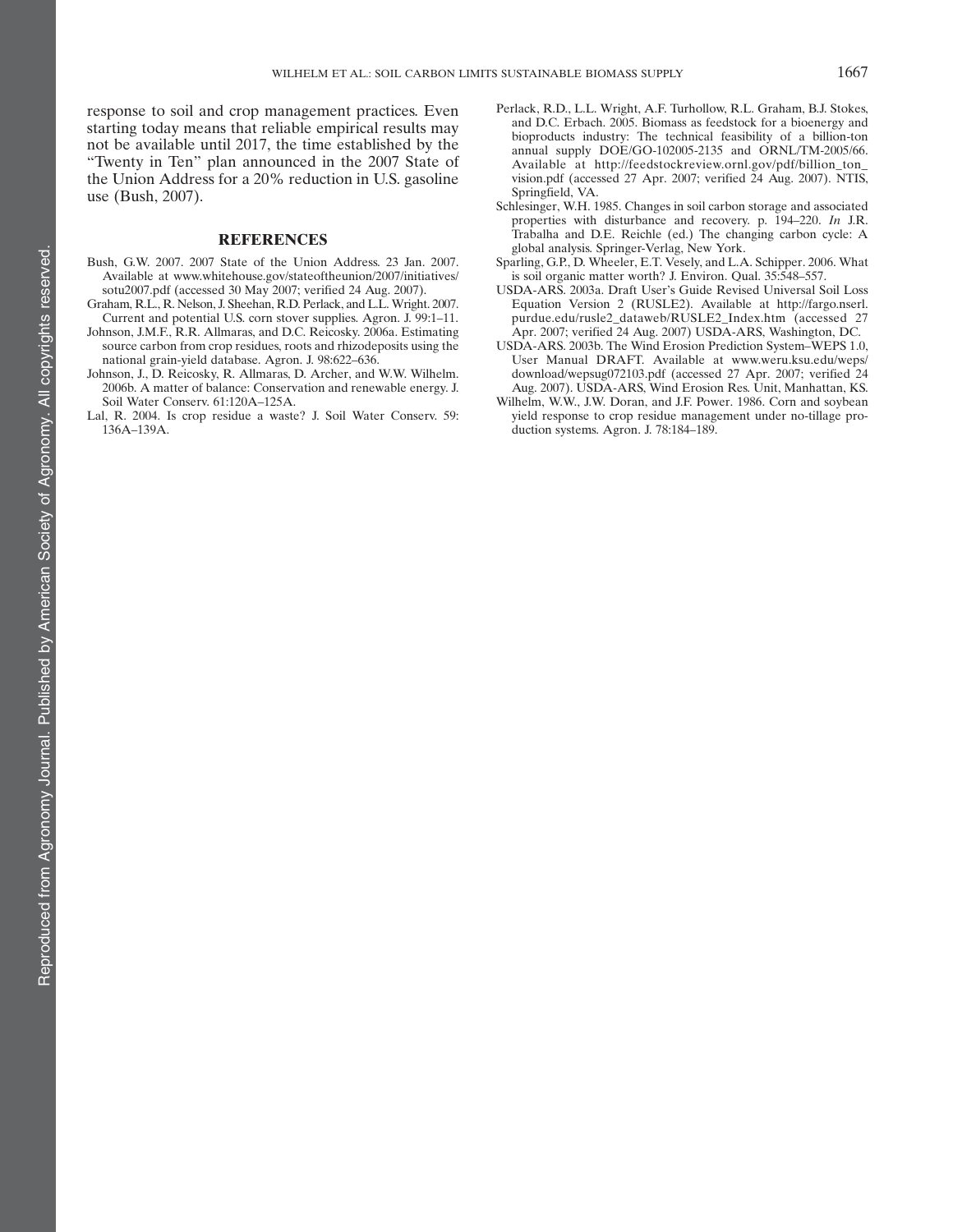response to soil and crop management practices. Even starting today means that reliable empirical results may not be available until 2017, the time established by the "Twenty in Ten" plan announced in the 2007 State of the Union Address for a 20% reduction in U.S. gasoline use (Bush, 2007).

## REFERENCES

Bush, G.W. 2007. 2007 State of the Union Address. 23 Jan. 2007. Available at www.whitehouse.gov/stateoftheunion/2007/initiatives/sotu2007.pdf (accessed 30 May 2007; verified 24 Aug. 2007).

Graham, R.L., R. Nelson, J. Sheehan, R.D. Perlack, and L.L. Wright. 2007. Current and potential U.S. corn stover supplies. Agron. J. 99:1–11.

Johnson, J.M.F., R.R. Allmaras, and D.C. Reicosky. 2006a. Estimating source carbon from crop residues, roots and rhizodeposits using the national grain-yield database. Agron. J. 98:622–636.

Johnson, J., D. Reicosky, R. Allmaras, D. Archer, and W.W. Wilhelm. 2006b. A matter of balance: Conservation and renewable energy. J. Soil Water Conserv. 61:120A–125A.

Lal, R. 2004. Is crop residue a waste? J. Soil Water Conserv. 59: 136A–139A.

Perlack, R.D., L.L. Wright, A.F. Turhollow, R.L. Graham, B.J. Stokes, and D.C. Erbach. 2005. Biomass as feedstock for a bioenergy and bioproducts industry: The technical feasibility of a billion-ton annual supply DOE/GO-102005-2135 and ORNL/TM-2005/66. Available at http://feedstockreview.ornl.gov/pdf/billion_ton_vision.pdf (accessed 27 Apr. 2007; verified 24 Aug. 2007). NTIS, Springfield, VA.

Schlesinger, W.H. 1985. Changes in soil carbon storage and associated properties with disturbance and recovery. p. 194–220. *In* J.R. Trabalha and D.E. Reichle (ed.) The changing carbon cycle: A global analysis. Springer-Verlag, New York.

Sparling, G.P., D. Wheeler, E.T. Vesely, and L.A. Schipper. 2006. What is soil organic matter worth? J. Environ. Qual. 35:548–557.

USDA-ARS. 2003a. Draft User's Guide Revised Universal Soil Loss Equation Version 2 (RUSLE2). Available at http://fargo.nserl.purdue.edu/rusle2_dataweb/RUSLE2_Index.htm (accessed 27 Apr. 2007; verified 24 Aug. 2007) USDA-ARS, Washington, DC.

USDA-ARS. 2003b. The Wind Erosion Prediction System–WEPS 1.0, User Manual DRAFT. Available at www.weru.ksu.edu/weps/download/wepsug072103.pdf (accessed 27 Apr. 2007; verified 24 Aug. 2007). USDA-ARS, Wind Erosion Res. Unit, Manhattan, KS.

Wilhelm, W.W., J.W. Doran, and J.F. Power. 1986. Corn and soybean yield response to crop residue management under no-tillage production systems. Agron. J. 78:184–189.